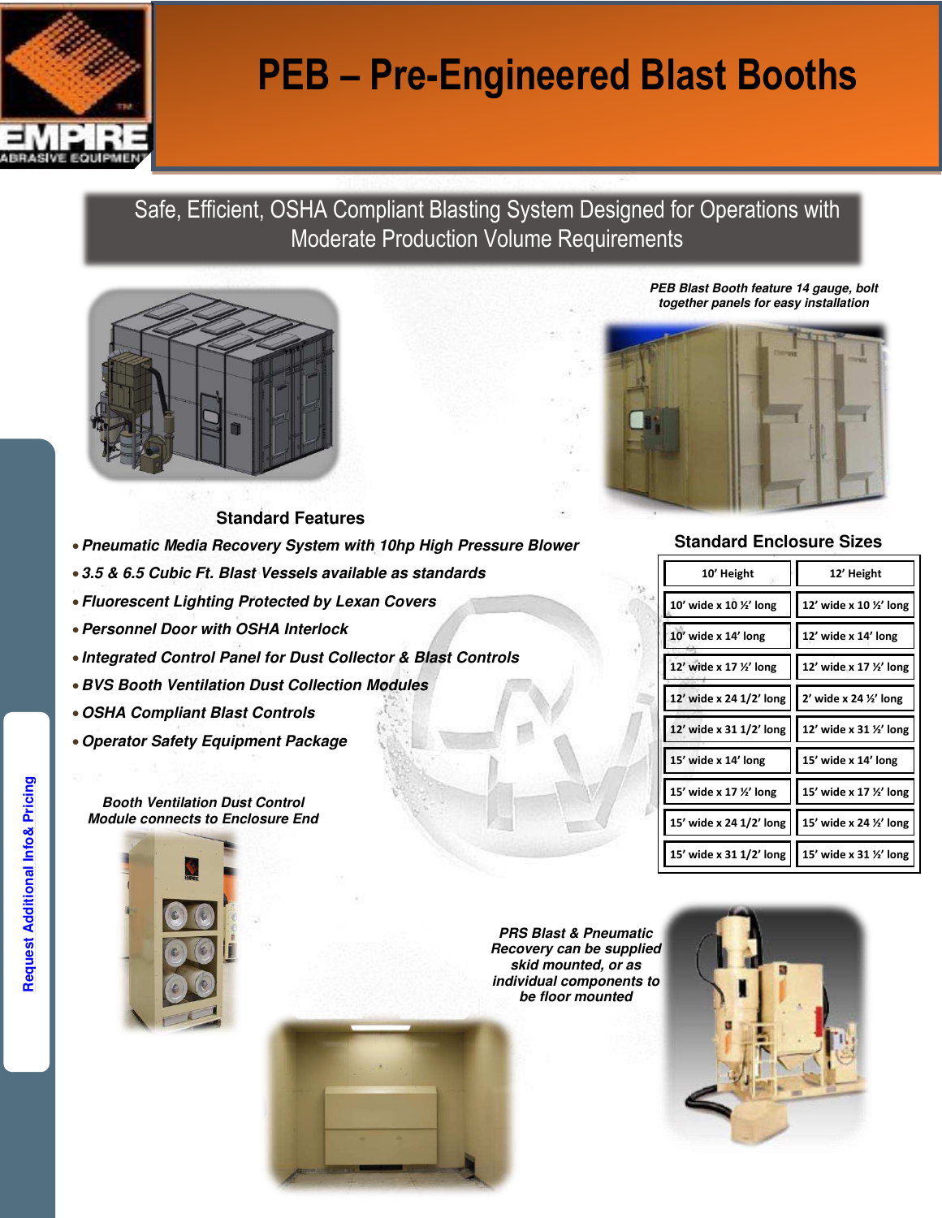# PEB – Pre-Engineered Blast Booths

Safe, Efficient, OSHA Compliant Blasting System Designed for Operations with Moderate Production Volume Requirements

*PEB Blast Booth feature 14 gauge, bolt together panels for easy installation*

## Standard Features

- ***Pneumatic Media Recovery System with 10hp High Pressure Blower***
- ***3.5 & 6.5 Cubic Ft. Blast Vessels available as standards***
- ***Fluorescent Lighting Protected by Lexan Covers***
- ***Personnel Door with OSHA Interlock***
- ***Integrated Control Panel for Dust Collector & Blast Controls***
- ***BVS Booth Ventilation Dust Collection Modules***
- ***OSHA Compliant Blast Controls***
- ***Operator Safety Equipment Package***

## Standard Enclosure Sizes

| 10' Height | 12' Height |
|---|---|
| 10' wide x 10 ½' long | 12' wide x 10 ½' long |
| 10' wide x 14' long | 12' wide x 14' long |
| 12' wide x 17 ½' long | 12' wide x 17 ½' long |
| 12' wide x 24 1/2' long | 2' wide x 24 ½' long |
| 12' wide x 31 1/2' long | 12' wide x 31 ½' long |
| 15' wide x 14' long | 15' wide x 14' long |
| 15' wide x 17 ½' long | 15' wide x 17 ½' long |
| 15' wide x 24 1/2' long | 15' wide x 24 ½' long |
| 15' wide x 31 1/2' long | 15' wide x 31 ½' long |

*Booth Ventilation Dust Control Module connects to Enclosure End*

*PRS Blast & Pneumatic Recovery can be supplied skid mounted, or as individual components to be floor mounted*

Request Additional Info& Pricing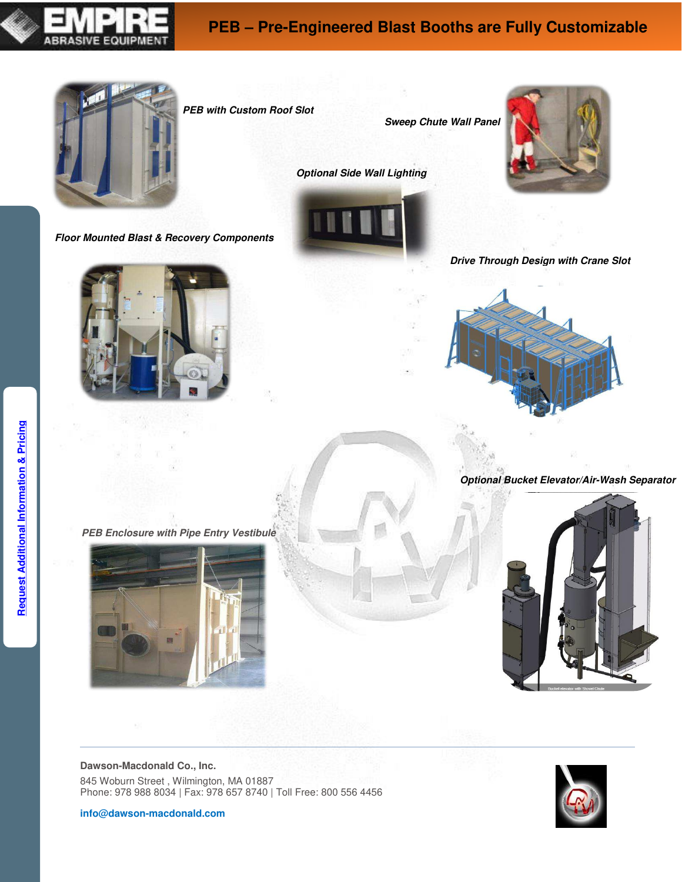# PEB – Pre-Engineered Blast Booths are Fully Customizable

*PEB with Custom Roof Slot*

*Sweep Chute Wall Panel*

*Optional Side Wall Lighting*

*Floor Mounted Blast & Recovery Components*

*Drive Through Design with Crane Slot*

*Optional Bucket Elevator/Air-Wash Separator*

*PEB Enclosure with Pipe Entry Vestibule*

Request Additional Information & Pricing

**Dawson-Macdonald Co., Inc.**

845 Woburn Street , Wilmington, MA 01887
Phone: 978 988 8034 | Fax: 978 657 8740 | Toll Free: 800 556 4456

**info@dawson-macdonald.com**